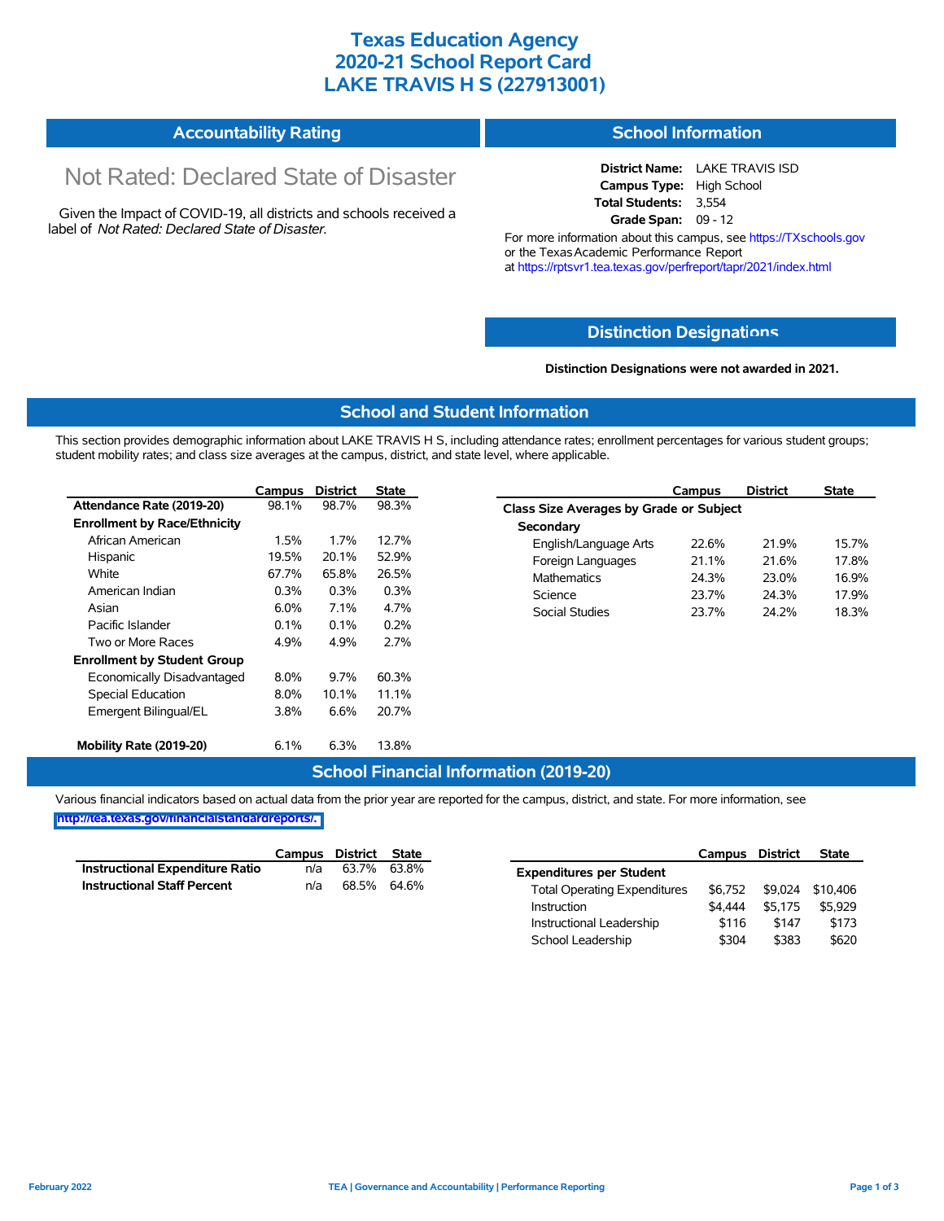# Texas Education Agency
# 2020-21 School Report Card
# LAKE TRAVIS H S (227913001)

## Accountability Rating

Not Rated: Declared State of Disaster

Given the Impact of COVID-19, all districts and schools received a label of *Not Rated: Declared State of Disaster*.

## School Information

**District Name:** LAKE TRAVIS ISD
**Campus Type:** High School
**Total Students:** 3,554
**Grade Span:** 09 - 12

For more information about this campus, see https://TXschools.gov or the Texas Academic Performance Report at https://rptsvr1.tea.texas.gov/perfreport/tapr/2021/index.html

## Distinction Designations

**Distinction Designations were not awarded in 2021.**

## School and Student Information

This section provides demographic information about LAKE TRAVIS H S, including attendance rates; enrollment percentages for various student groups; student mobility rates; and class size averages at the campus, district, and state level, where applicable.

| | Campus | District | State |
|---|---|---|---|
| **Attendance Rate (2019-20)** | 98.1% | 98.7% | 98.3% |
| **Enrollment by Race/Ethnicity** | | | |
| African American | 1.5% | 1.7% | 12.7% |
| Hispanic | 19.5% | 20.1% | 52.9% |
| White | 67.7% | 65.8% | 26.5% |
| American Indian | 0.3% | 0.3% | 0.3% |
| Asian | 6.0% | 7.1% | 4.7% |
| Pacific Islander | 0.1% | 0.1% | 0.2% |
| Two or More Races | 4.9% | 4.9% | 2.7% |
| **Enrollment by Student Group** | | | |
| Economically Disadvantaged | 8.0% | 9.7% | 60.3% |
| Special Education | 8.0% | 10.1% | 11.1% |
| Emergent Bilingual/EL | 3.8% | 6.6% | 20.7% |
| **Mobility Rate (2019-20)** | 6.1% | 6.3% | 13.8% |

| | Campus | District | State |
|---|---|---|---|
| **Class Size Averages by Grade or Subject** | | | |
| **Secondary** | | | |
| English/Language Arts | 22.6% | 21.9% | 15.7% |
| Foreign Languages | 21.1% | 21.6% | 17.8% |
| Mathematics | 24.3% | 23.0% | 16.9% |
| Science | 23.7% | 24.3% | 17.9% |
| Social Studies | 23.7% | 24.2% | 18.3% |

## School Financial Information (2019-20)

Various financial indicators based on actual data from the prior year are reported for the campus, district, and state. For more information, see http://tea.texas.gov/financialstandardreports/.

| | Campus | District | State |
|---|---|---|---|
| **Instructional Expenditure Ratio** | n/a | 63.7% | 63.8% |
| **Instructional Staff Percent** | n/a | 68.5% | 64.6% |

| | Campus | District | State |
|---|---|---|---|
| **Expenditures per Student** | | | |
| Total Operating Expenditures | $6,752 | $9,024 | $10,406 |
| Instruction | $4,444 | $5,175 | $5,929 |
| Instructional Leadership | $116 | $147 | $173 |
| School Leadership | $304 | $383 | $620 |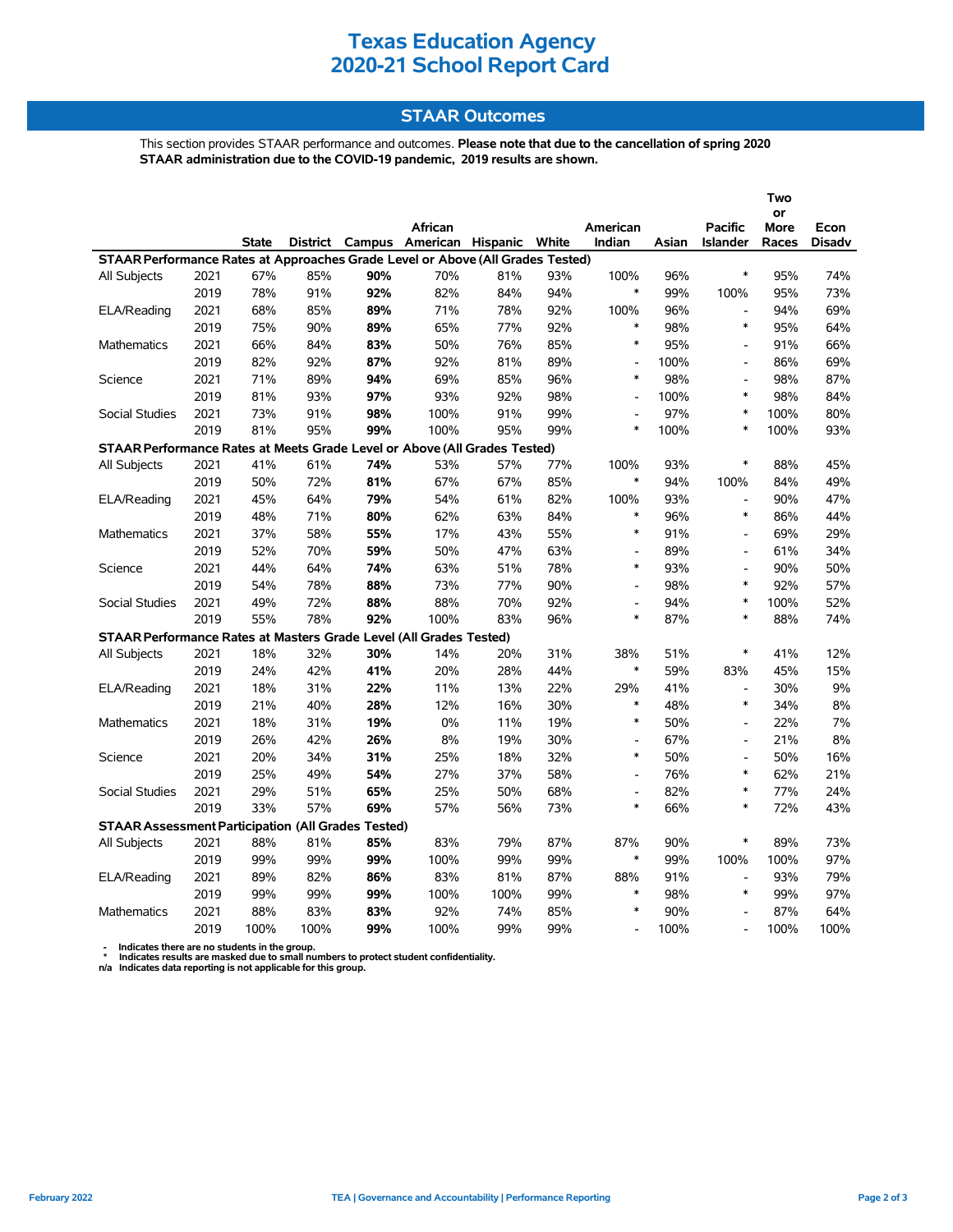# Texas Education Agency
# 2020-21 School Report Card

## STAAR Outcomes

This section provides STAAR performance and outcomes. **Please note that due to the cancellation of spring 2020 STAAR administration due to the COVID-19 pandemic, 2019 results are shown.**

| | | State | District | Campus | African American | Hispanic | White | American Indian | Asian | Pacific Islander | Two or More Races | Econ Disadv |
|---|---|---|---|---|---|---|---|---|---|---|---|---|
| **STAAR Performance Rates at Approaches Grade Level or Above (All Grades Tested)** | | | | | | | | | | | | |
| All Subjects | 2021 | 67% | 85% | **90%** | 70% | 81% | 93% | 100% | 96% | * | 95% | 74% |
| | 2019 | 78% | 91% | **92%** | 82% | 84% | 94% | * | 99% | 100% | 95% | 73% |
| ELA/Reading | 2021 | 68% | 85% | **89%** | 71% | 78% | 92% | 100% | 96% | - | 94% | 69% |
| | 2019 | 75% | 90% | **89%** | 65% | 77% | 92% | * | 98% | * | 95% | 64% |
| Mathematics | 2021 | 66% | 84% | **83%** | 50% | 76% | 85% | * | 95% | - | 91% | 66% |
| | 2019 | 82% | 92% | **87%** | 92% | 81% | 89% | - | 100% | - | 86% | 69% |
| Science | 2021 | 71% | 89% | **94%** | 69% | 85% | 96% | * | 98% | - | 98% | 87% |
| | 2019 | 81% | 93% | **97%** | 93% | 92% | 98% | - | 100% | * | 98% | 84% |
| Social Studies | 2021 | 73% | 91% | **98%** | 100% | 91% | 99% | - | 97% | * | 100% | 80% |
| | 2019 | 81% | 95% | **99%** | 100% | 95% | 99% | * | 100% | * | 100% | 93% |
| **STAAR Performance Rates at Meets Grade Level or Above (All Grades Tested)** | | | | | | | | | | | | |
| All Subjects | 2021 | 41% | 61% | **74%** | 53% | 57% | 77% | 100% | 93% | * | 88% | 45% |
| | 2019 | 50% | 72% | **81%** | 67% | 67% | 85% | * | 94% | 100% | 84% | 49% |
| ELA/Reading | 2021 | 45% | 64% | **79%** | 54% | 61% | 82% | 100% | 93% | - | 90% | 47% |
| | 2019 | 48% | 71% | **80%** | 62% | 63% | 84% | * | 96% | * | 86% | 44% |
| Mathematics | 2021 | 37% | 58% | **55%** | 17% | 43% | 55% | * | 91% | - | 69% | 29% |
| | 2019 | 52% | 70% | **59%** | 50% | 47% | 63% | - | 89% | - | 61% | 34% |
| Science | 2021 | 44% | 64% | **74%** | 63% | 51% | 78% | * | 93% | - | 90% | 50% |
| | 2019 | 54% | 78% | **88%** | 73% | 77% | 90% | - | 98% | * | 92% | 57% |
| Social Studies | 2021 | 49% | 72% | **88%** | 88% | 70% | 92% | - | 94% | * | 100% | 52% |
| | 2019 | 55% | 78% | **92%** | 100% | 83% | 96% | * | 87% | * | 88% | 74% |
| **STAAR Performance Rates at Masters Grade Level (All Grades Tested)** | | | | | | | | | | | | |
| All Subjects | 2021 | 18% | 32% | **30%** | 14% | 20% | 31% | 38% | 51% | * | 41% | 12% |
| | 2019 | 24% | 42% | **41%** | 20% | 28% | 44% | * | 59% | 83% | 45% | 15% |
| ELA/Reading | 2021 | 18% | 31% | **22%** | 11% | 13% | 22% | 29% | 41% | - | 30% | 9% |
| | 2019 | 21% | 40% | **28%** | 12% | 16% | 30% | * | 48% | * | 34% | 8% |
| Mathematics | 2021 | 18% | 31% | **19%** | 0% | 11% | 19% | * | 50% | - | 22% | 7% |
| | 2019 | 26% | 42% | **26%** | 8% | 19% | 30% | - | 67% | - | 21% | 8% |
| Science | 2021 | 20% | 34% | **31%** | 25% | 18% | 32% | * | 50% | - | 50% | 16% |
| | 2019 | 25% | 49% | **54%** | 27% | 37% | 58% | - | 76% | * | 62% | 21% |
| Social Studies | 2021 | 29% | 51% | **65%** | 25% | 50% | 68% | - | 82% | * | 77% | 24% |
| | 2019 | 33% | 57% | **69%** | 57% | 56% | 73% | * | 66% | * | 72% | 43% |
| **STAAR Assessment Participation (All Grades Tested)** | | | | | | | | | | | | |
| All Subjects | 2021 | 88% | 81% | **85%** | 83% | 79% | 87% | 87% | 90% | * | 89% | 73% |
| | 2019 | 99% | 99% | **99%** | 100% | 99% | 99% | * | 99% | 100% | 100% | 97% |
| ELA/Reading | 2021 | 89% | 82% | **86%** | 83% | 81% | 87% | 88% | 91% | - | 93% | 79% |
| | 2019 | 99% | 99% | **99%** | 100% | 100% | 99% | * | 98% | * | 99% | 97% |
| Mathematics | 2021 | 88% | 83% | **83%** | 92% | 74% | 85% | * | 90% | - | 87% | 64% |
| | 2019 | 100% | 100% | **99%** | 100% | 99% | 99% | - | 100% | - | 100% | 100% |

- Indicates there are no students in the group.
\* Indicates results are masked due to small numbers to protect student confidentiality.
n/a Indicates data reporting is not applicable for this group.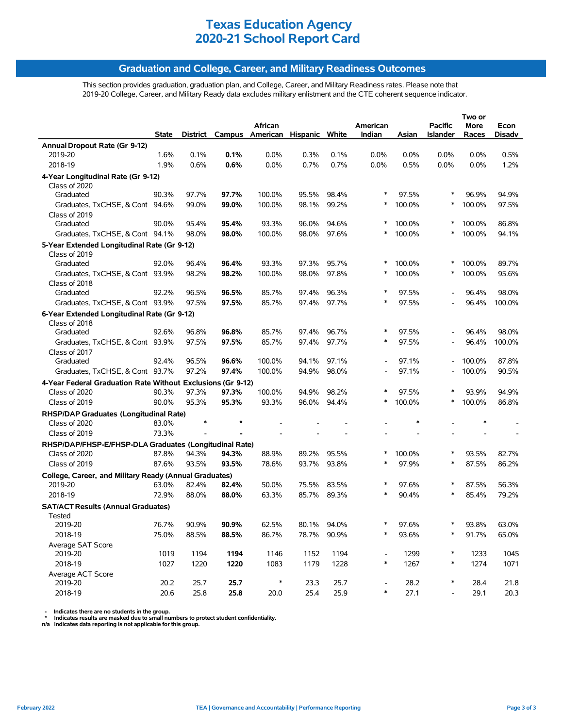# Texas Education Agency
# 2020-21 School Report Card

## Graduation and College, Career, and Military Readiness Outcomes

This section provides graduation, graduation plan, and College, Career, and Military Readiness rates. Please note that 2019-20 College, Career, and Military Ready data excludes military enlistment and the CTE coherent sequence indicator.

| | State | District | Campus | African American | Hispanic | White | American Indian | Asian | Pacific Islander | Two or More Races | Econ Disadv |
|---|---|---|---|---|---|---|---|---|---|---|---|
| **Annual Dropout Rate (Gr 9-12)** | | | | | | | | | | | |
| 2019-20 | 1.6% | 0.1% | **0.1%** | 0.0% | 0.3% | 0.1% | 0.0% | 0.0% | 0.0% | 0.0% | 0.5% |
| 2018-19 | 1.9% | 0.6% | **0.6%** | 0.0% | 0.7% | 0.7% | 0.0% | 0.5% | 0.0% | 0.0% | 1.2% |
| **4-Year Longitudinal Rate (Gr 9-12)** | | | | | | | | | | | |
| Class of 2020 | | | | | | | | | | | |
| Graduated | 90.3% | 97.7% | **97.7%** | 100.0% | 95.5% | 98.4% | * | 97.5% | * | 96.9% | 94.9% |
| Graduates, TxCHSE, & Cont | 94.6% | 99.0% | **99.0%** | 100.0% | 98.1% | 99.2% | * | 100.0% | * | 100.0% | 97.5% |
| Class of 2019 | | | | | | | | | | | |
| Graduated | 90.0% | 95.4% | **95.4%** | 93.3% | 96.0% | 94.6% | * | 100.0% | * | 100.0% | 86.8% |
| Graduates, TxCHSE, & Cont | 94.1% | 98.0% | **98.0%** | 100.0% | 98.0% | 97.6% | * | 100.0% | * | 100.0% | 94.1% |
| **5-Year Extended Longitudinal Rate (Gr 9-12)** | | | | | | | | | | | |
| Class of 2019 | | | | | | | | | | | |
| Graduated | 92.0% | 96.4% | **96.4%** | 93.3% | 97.3% | 95.7% | * | 100.0% | * | 100.0% | 89.7% |
| Graduates, TxCHSE, & Cont | 93.9% | 98.2% | **98.2%** | 100.0% | 98.0% | 97.8% | * | 100.0% | * | 100.0% | 95.6% |
| Class of 2018 | | | | | | | | | | | |
| Graduated | 92.2% | 96.5% | **96.5%** | 85.7% | 97.4% | 96.3% | * | 97.5% | - | 96.4% | 98.0% |
| Graduates, TxCHSE, & Cont | 93.9% | 97.5% | **97.5%** | 85.7% | 97.4% | 97.7% | * | 97.5% | - | 96.4% | 100.0% |
| **6-Year Extended Longitudinal Rate (Gr 9-12)** | | | | | | | | | | | |
| Class of 2018 | | | | | | | | | | | |
| Graduated | 92.6% | 96.8% | **96.8%** | 85.7% | 97.4% | 96.7% | * | 97.5% | - | 96.4% | 98.0% |
| Graduates, TxCHSE, & Cont | 93.9% | 97.5% | **97.5%** | 85.7% | 97.4% | 97.7% | * | 97.5% | - | 96.4% | 100.0% |
| Class of 2017 | | | | | | | | | | | |
| Graduated | 92.4% | 96.5% | **96.6%** | 100.0% | 94.1% | 97.1% | - | 97.1% | - | 100.0% | 87.8% |
| Graduates, TxCHSE, & Cont | 93.7% | 97.2% | **97.4%** | 100.0% | 94.9% | 98.0% | - | 97.1% | - | 100.0% | 90.5% |
| **4-Year Federal Graduation Rate Without Exclusions (Gr 9-12)** | | | | | | | | | | | |
| Class of 2020 | 90.3% | 97.3% | **97.3%** | 100.0% | 94.9% | 98.2% | * | 97.5% | * | 93.9% | 94.9% |
| Class of 2019 | 90.0% | 95.3% | **95.3%** | 93.3% | 96.0% | 94.4% | * | 100.0% | * | 100.0% | 86.8% |
| **RHSP/DAP Graduates (Longitudinal Rate)** | | | | | | | | | | | |
| Class of 2020 | 83.0% | * | ***** | - | - | - | - | * | - | * | - |
| Class of 2019 | 73.3% | - | **-** | - | - | - | - | - | - | - | - |
| **RHSP/DAP/FHSP-E/FHSP-DLA Graduates (Longitudinal Rate)** | | | | | | | | | | | |
| Class of 2020 | 87.8% | 94.3% | **94.3%** | 88.9% | 89.2% | 95.5% | * | 100.0% | * | 93.5% | 82.7% |
| Class of 2019 | 87.6% | 93.5% | **93.5%** | 78.6% | 93.7% | 93.8% | * | 97.9% | * | 87.5% | 86.2% |
| **College, Career, and Military Ready (Annual Graduates)** | | | | | | | | | | | |
| 2019-20 | 63.0% | 82.4% | **82.4%** | 50.0% | 75.5% | 83.5% | * | 97.6% | * | 87.5% | 56.3% |
| 2018-19 | 72.9% | 88.0% | **88.0%** | 63.3% | 85.7% | 89.3% | * | 90.4% | * | 85.4% | 79.2% |
| **SAT/ACT Results (Annual Graduates)** | | | | | | | | | | | |
| Tested | | | | | | | | | | | |
| 2019-20 | 76.7% | 90.9% | **90.9%** | 62.5% | 80.1% | 94.0% | * | 97.6% | * | 93.8% | 63.0% |
| 2018-19 | 75.0% | 88.5% | **88.5%** | 86.7% | 78.7% | 90.9% | * | 93.6% | * | 91.7% | 65.0% |
| Average SAT Score | | | | | | | | | | | |
| 2019-20 | 1019 | 1194 | **1194** | 1146 | 1152 | 1194 | - | 1299 | * | 1233 | 1045 |
| 2018-19 | 1027 | 1220 | **1220** | 1083 | 1179 | 1228 | * | 1267 | * | 1274 | 1071 |
| Average ACT Score | | | | | | | | | | | |
| 2019-20 | 20.2 | 25.7 | **25.7** | * | 23.3 | 25.7 | - | 28.2 | * | 28.4 | 21.8 |
| 2018-19 | 20.6 | 25.8 | **25.8** | 20.0 | 25.4 | 25.9 | * | 27.1 | - | 29.1 | 20.3 |

**- Indicates there are no students in the group.**
**\* Indicates results are masked due to small numbers to protect student confidentiality.**
**n/a Indicates data reporting is not applicable for this group.**